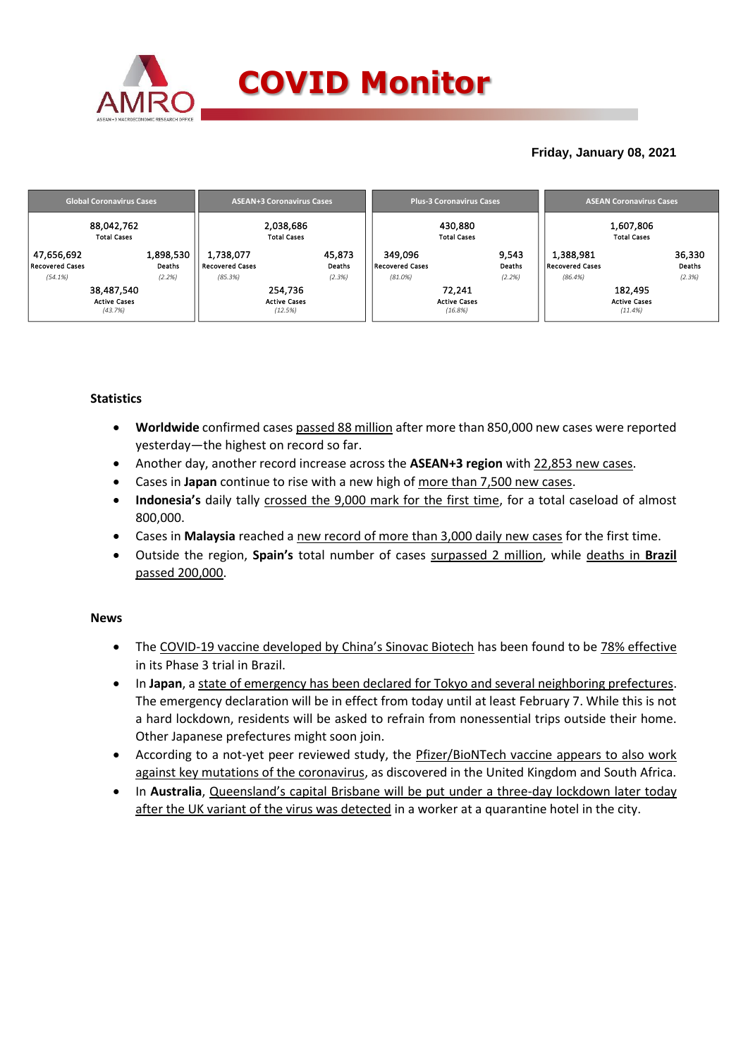# COVID Monitor

**Friday, January 08, 2021**

| Global Coronavirus Cases | ASEAN+3 Coronavirus Cases | Plus-3 Coronavirus Cases | ASEAN Coronavirus Cases |
|---|---|---|---|
| 88,042,762 Total Cases | 2,038,686 Total Cases | 430,880 Total Cases | 1,607,806 Total Cases |
| 47,656,692 Recovered Cases (54.1%) | 1,738,077 Recovered Cases (85.3%) | 349,096 Recovered Cases (81.0%) | 1,388,981 Recovered Cases (86.4%) |
| 1,898,530 Deaths (2.2%) | 45,873 Deaths (2.3%) | 9,543 Deaths (2.2%) | 36,330 Deaths (2.3%) |
| 38,487,540 Active Cases (43.7%) | 254,736 Active Cases (12.5%) | 72,241 Active Cases (16.8%) | 182,495 Active Cases (11.4%) |

### Statistics

- **Worldwide** confirmed cases passed 88 million after more than 850,000 new cases were reported yesterday—the highest on record so far.
- Another day, another record increase across the **ASEAN+3 region** with 22,853 new cases.
- Cases in **Japan** continue to rise with a new high of more than 7,500 new cases.
- **Indonesia's** daily tally crossed the 9,000 mark for the first time, for a total caseload of almost 800,000.
- Cases in **Malaysia** reached a new record of more than 3,000 daily new cases for the first time.
- Outside the region, **Spain's** total number of cases surpassed 2 million, while deaths in **Brazil** passed 200,000.

### News

- The COVID-19 vaccine developed by China's Sinovac Biotech has been found to be 78% effective in its Phase 3 trial in Brazil.
- In **Japan**, a state of emergency has been declared for Tokyo and several neighboring prefectures. The emergency declaration will be in effect from today until at least February 7. While this is not a hard lockdown, residents will be asked to refrain from nonessential trips outside their home. Other Japanese prefectures might soon join.
- According to a not-yet peer reviewed study, the Pfizer/BioNTech vaccine appears to also work against key mutations of the coronavirus, as discovered in the United Kingdom and South Africa.
- In **Australia**, Queensland's capital Brisbane will be put under a three-day lockdown later today after the UK variant of the virus was detected in a worker at a quarantine hotel in the city.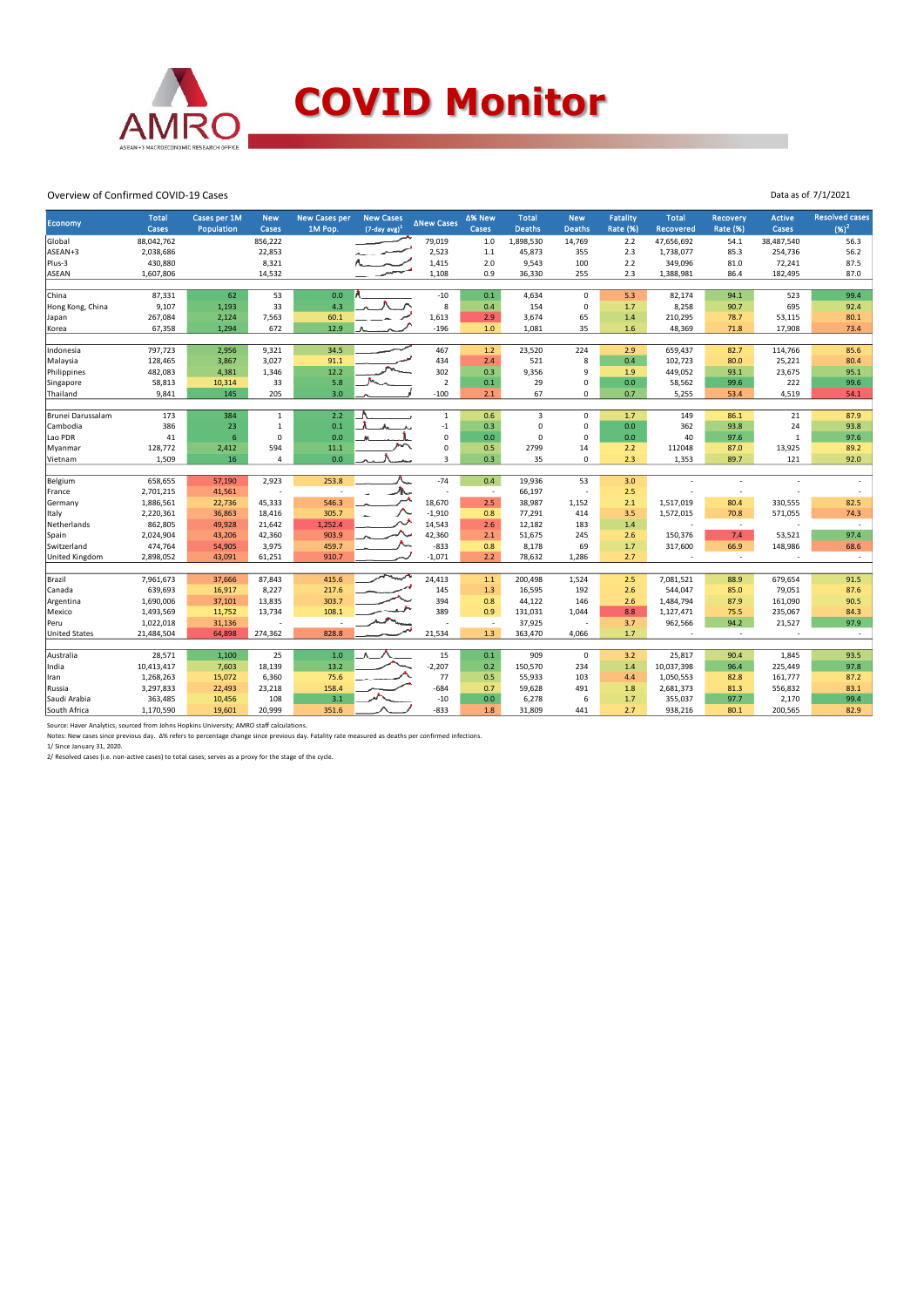# COVID Monitor

Overview of Confirmed COVID-19 Cases

Data as of 7/1/2021

| Economy | Total Cases | Cases per 1M Population | New Cases | New Cases per 1M Pop. | New Cases (7-day avg)[1] | ΔNew Cases | Δ% New Cases | Total Deaths | New Deaths | Fatality Rate (%) | Total Recovered | Recovery Rate (%) | Active Cases | Resolved cases (%)[2] |
|---|---|---|---|---|---|---|---|---|---|---|---|---|---|---|
| Global | 88,042,762 | | 856,222 | | | 79,019 | 1.0 | 1,898,530 | 14,769 | 2.2 | 47,656,692 | 54.1 | 38,487,540 | 56.3 |
| ASEAN+3 | 2,038,686 | | 22,853 | | | 2,523 | 1.1 | 45,873 | 355 | 2.3 | 1,738,077 | 85.3 | 254,736 | 56.2 |
| Plus-3 | 430,880 | | 8,321 | | | 1,415 | 2.0 | 9,543 | 100 | 2.2 | 349,096 | 81.0 | 72,241 | 87.5 |
| ASEAN | 1,607,806 | | 14,532 | | | 1,108 | 0.9 | 36,330 | 255 | 2.3 | 1,388,981 | 86.4 | 182,495 | 87.0 |
| | | | | | | | | | | | | | | |
| China | 87,331 | 62 | 53 | 0.0 | | -10 | 0.1 | 4,634 | 0 | 5.3 | 82,174 | 94.1 | 523 | 99.4 |
| Hong Kong, China | 9,107 | 1,193 | 33 | 4.3 | | 8 | 0.4 | 154 | 0 | 1.7 | 8,258 | 90.7 | 695 | 92.4 |
| Japan | 267,084 | 2,124 | 7,563 | 60.1 | | 1,613 | 2.9 | 3,674 | 65 | 1.4 | 210,295 | 78.7 | 53,115 | 80.1 |
| Korea | 67,358 | 1,294 | 672 | 12.9 | | -196 | 1.0 | 1,081 | 35 | 1.6 | 48,369 | 71.8 | 17,908 | 73.4 |
| | | | | | | | | | | | | | | |
| Indonesia | 797,723 | 2,956 | 9,321 | 34.5 | | 467 | 1.2 | 23,520 | 224 | 2.9 | 659,437 | 82.7 | 114,766 | 85.6 |
| Malaysia | 128,465 | 3,867 | 3,027 | 91.1 | | 434 | 2.4 | 521 | 8 | 0.4 | 102,723 | 80.0 | 25,221 | 80.4 |
| Philippines | 482,083 | 4,381 | 1,346 | 12.2 | | 302 | 0.3 | 9,356 | 9 | 1.9 | 449,052 | 93.1 | 23,675 | 95.1 |
| Singapore | 58,813 | 10,314 | 33 | 5.8 | | 2 | 0.1 | 29 | 0 | 0.0 | 58,562 | 99.6 | 222 | 99.6 |
| Thailand | 9,841 | 145 | 205 | 3.0 | | -100 | 2.1 | 67 | 0 | 0.7 | 5,255 | 53.4 | 4,519 | 54.1 |
| | | | | | | | | | | | | | | |
| Brunei Darussalam | 173 | 384 | 1 | 2.2 | | 1 | 0.6 | 3 | 0 | 1.7 | 149 | 86.1 | 21 | 87.9 |
| Cambodia | 386 | 23 | 1 | 0.1 | | -1 | 0.3 | 0 | 0 | 0.0 | 362 | 93.8 | 24 | 93.8 |
| Lao PDR | 41 | 6 | 0 | 0.0 | | 0 | 0.0 | 0 | 0 | 0.0 | 40 | 97.6 | 1 | 97.6 |
| Myanmar | 128,772 | 2,412 | 594 | 11.1 | | 0 | 0.5 | 2799 | 14 | 2.2 | 112048 | 87.0 | 13,925 | 89.2 |
| Vietnam | 1,509 | 16 | 4 | 0.0 | | 3 | 0.3 | 35 | 0 | 2.3 | 1,353 | 89.7 | 121 | 92.0 |
| | | | | | | | | | | | | | | |
| Belgium | 658,655 | 57,190 | 2,923 | 253.8 | | -74 | 0.4 | 19,936 | 53 | 3.0 | - | - | - | - |
| France | 2,701,215 | 41,561 | - | - | | - | - | 66,197 | - | 2.5 | - | - | - | - |
| Germany | 1,886,561 | 22,736 | 45,333 | 546.3 | | 18,670 | 2.5 | 38,987 | 1,152 | 2.1 | 1,517,019 | 80.4 | 330,555 | 82.5 |
| Italy | 2,220,361 | 36,863 | 18,416 | 305.7 | | -1,910 | 0.8 | 77,291 | 414 | 3.5 | 1,572,015 | 70.8 | 571,055 | 74.3 |
| Netherlands | 862,805 | 49,928 | 21,642 | 1,252.4 | | 14,543 | 2.6 | 12,182 | 183 | 1.4 | - | - | - | - |
| Spain | 2,024,904 | 43,206 | 42,360 | 903.9 | | 42,360 | 2.1 | 51,675 | 245 | 2.6 | 150,376 | 7.4 | 53,521 | 97.4 |
| Switzerland | 474,764 | 54,905 | 3,975 | 459.7 | | -833 | 0.8 | 8,178 | 69 | 1.7 | 317,600 | 66.9 | 148,986 | 68.6 |
| United Kingdom | 2,898,052 | 43,091 | 61,251 | 910.7 | | -1,071 | 2.2 | 78,632 | 1,286 | 2.7 | - | - | - | - |
| | | | | | | | | | | | | | | |
| Brazil | 7,961,673 | 37,666 | 87,843 | 415.6 | | 24,413 | 1.1 | 200,498 | 1,524 | 2.5 | 7,081,521 | 88.9 | 679,654 | 91.5 |
| Canada | 639,693 | 16,917 | 8,227 | 217.6 | | 145 | 1.3 | 16,595 | 192 | 2.6 | 544,047 | 85.0 | 79,051 | 87.6 |
| Argentina | 1,690,006 | 37,101 | 13,835 | 303.7 | | 394 | 0.8 | 44,122 | 146 | 2.6 | 1,484,794 | 87.9 | 161,090 | 90.5 |
| Mexico | 1,493,569 | 11,752 | 13,734 | 108.1 | | 389 | 0.9 | 131,031 | 1,044 | 8.8 | 1,127,471 | 75.5 | 235,067 | 84.3 |
| Peru | 1,022,018 | 31,136 | - | - | | - | - | 37,925 | - | 3.7 | 962,566 | 94.2 | 21,527 | 97.9 |
| United States | 21,484,504 | 64,898 | 274,362 | 828.8 | | 21,534 | 1.3 | 363,470 | 4,066 | 1.7 | - | - | - | - |
| | | | | | | | | | | | | | | |
| Australia | 28,571 | 1,100 | 25 | 1.0 | | 15 | 0.1 | 909 | 0 | 3.2 | 25,817 | 90.4 | 1,845 | 93.5 |
| India | 10,413,417 | 7,603 | 18,139 | 13.2 | | -2,207 | 0.2 | 150,570 | 234 | 1.4 | 10,037,398 | 96.4 | 225,449 | 97.8 |
| Iran | 1,268,263 | 15,072 | 6,360 | 75.6 | | 77 | 0.5 | 55,933 | 103 | 4.4 | 1,050,553 | 82.8 | 161,777 | 87.2 |
| Russia | 3,297,833 | 22,493 | 23,218 | 158.4 | | -684 | 0.7 | 59,628 | 491 | 1.8 | 2,681,373 | 81.3 | 556,832 | 83.1 |
| Saudi Arabia | 363,485 | 10,456 | 108 | 3.1 | | -10 | 0.0 | 6,278 | 6 | 1.7 | 355,037 | 97.7 | 2,170 | 99.4 |
| South Africa | 1,170,590 | 19,601 | 20,999 | 351.6 | | -833 | 1.8 | 31,809 | 441 | 2.7 | 938,216 | 80.1 | 200,565 | 82.9 |

Source: Haver Analytics, sourced from Johns Hopkins University; AMRO staff calculations.

Notes: New cases since previous day. Δ% refers to percentage change since previous day. Fatality rate measured as deaths per confirmed infections.

1/ Since January 31, 2020.

2/ Resolved cases (i.e. non-active cases) to total cases; serves as a proxy for the stage of the cycle.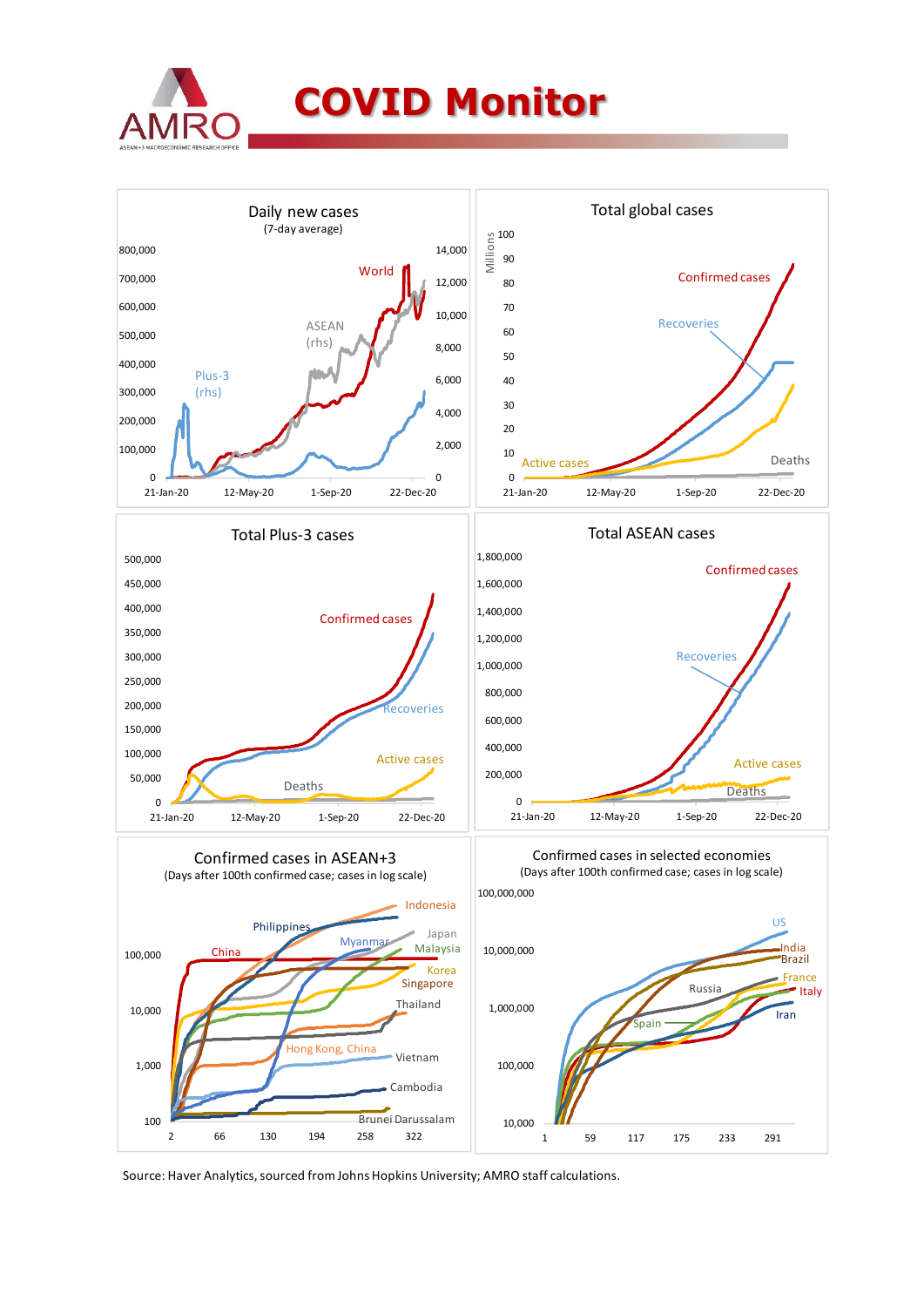AMRO
ASEAN+3 MACROECONOMIC RESEARCH OFFICE

# COVID Monitor

Daily new cases
(7-day average)

800,000
700,000
600,000
500,000
400,000
300,000
200,000
100,000
0

14,000
12,000
10,000
8,000
6,000
4,000
2,000
0

World
ASEAN (rhs)
Plus-3 (rhs)

21-Jan-20
12-May-20
1-Sep-20
22-Dec-20

Total global cases

Millions
100
90
80
70
60
50
40
30
20
10
0

Confirmed cases
Recoveries
Active cases
Deaths

21-Jan-20
12-May-20
1-Sep-20
22-Dec-20

Total Plus-3 cases

500,000
450,000
400,000
350,000
300,000
250,000
200,000
150,000
100,000
50,000
0

Confirmed cases
Recoveries
Active cases
Deaths

21-Jan-20
12-May-20
1-Sep-20
22-Dec-20

Total ASEAN cases

1,800,000
1,600,000
1,400,000
1,200,000
1,000,000
800,000
600,000
400,000
200,000
0

Confirmed cases
Recoveries
Active cases
Deaths

21-Jan-20
12-May-20
1-Sep-20
22-Dec-20

Confirmed cases in ASEAN+3
(Days after 100th confirmed case; cases in log scale)

100,000
10,000
1,000
100

Indonesia
Philippines
Japan
Myanmar
Malaysia
China
Korea
Singapore
Thailand
Hong Kong, China
Vietnam
Cambodia
Brunei Darussalam

2
66
130
194
258
322

Confirmed cases in selected economies
(Days after 100th confirmed case; cases in log scale)

100,000,000
10,000,000
1,000,000
100,000
10,000

US
India
Brazil
France
Italy
Russia
Iran
Spain

1
59
117
175
233
291

Source: Haver Analytics, sourced from Johns Hopkins University; AMRO staff calculations.